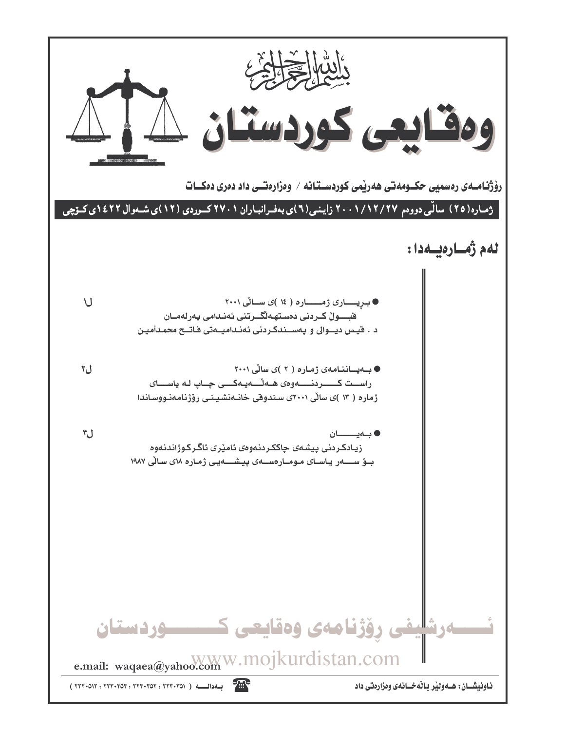بسم الله الرحمن الرحيم

# وەقایعی کوردستان

**رۆژنامەی رەسمیی حکومەتی هەرێمی کوردستانە / وەزارەتی داد دەری دەکات**

**ژمارە(٢٥) ساڵی دووەم ٢٠٠١/١٢/٢٧ زایینی(٦)ی بەفرانباران ٢٧٠١ کوردی (١٢)ی شەوال ١٤٢٢ی کۆچی**

## لەم ژمارەیەدا:

- بڕیاری ژمارە ( ١٤ )ی ساڵی ٢٠٠١ — ل١
  قبوڵ کردنی دەستهەڵگرتنی ئەندامی پەرلەمان
  د . قیس دیوالی و پەسندکردنی ئەندامیەتی فاتح محمدأمین

- بەیاننامەی ژمارە ( ٢ )ی ساڵی ٢٠٠١ — ل٢
  راست کردنەوەی هەڵەیەکی چاپ لە یاسای
  ژمارە ( ١٣ )ی ساڵی ٢٠٠١ی سندوقی خانەنشینی رۆژنامەنووساندا

- بەیان — ل٣
  زیادکردنی پیشەی چاککردنەوەی ئامێری ئاگرکوژاندنەوە
  بۆ سەر یاسای مومارەسەی پیشەیی ژمارە ١٨ی ساڵی ١٩٨٧

e.mail: waqaea@yahoo.com

ناونیشان: هەولێر باڵەخانەی وەزارەتی داد

بەدالە ( ٢٢٣٠٣٥١ : ٢٢٣٠٣٥٢ : ٢٢٣٠٣٥٣ : ٢٢٢٠٥١٢ )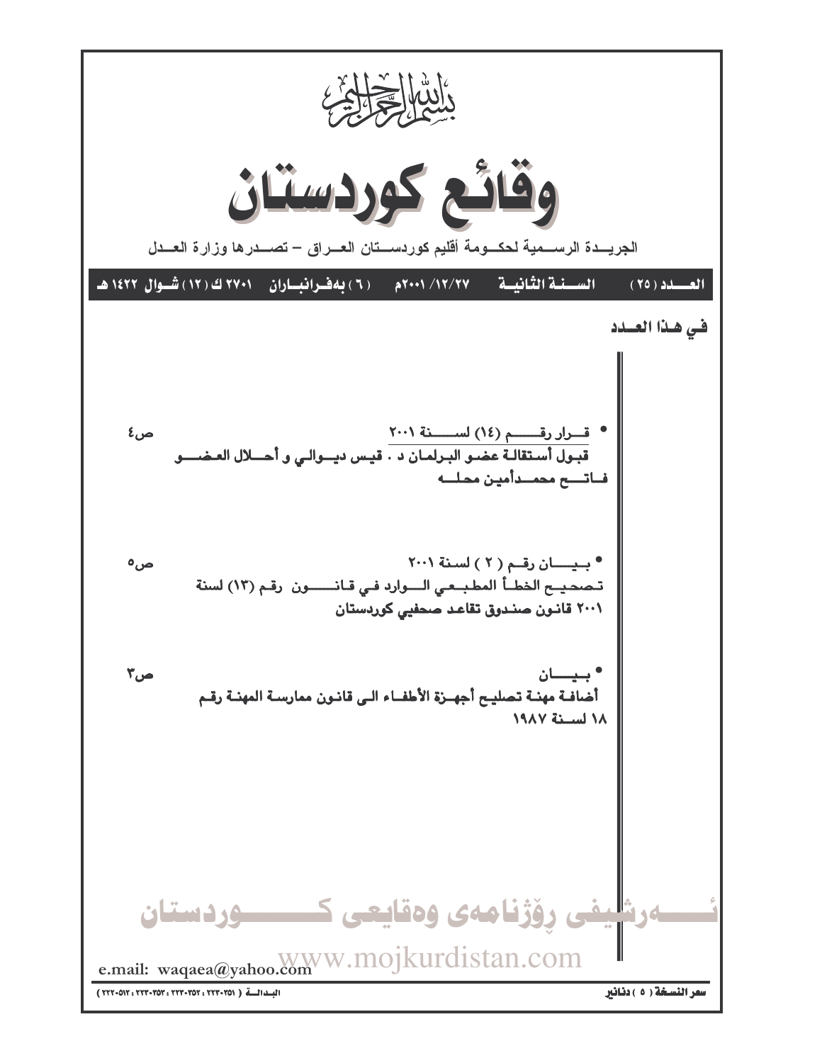بسم الله الرحمن الرحيم

# وقائع كوردستان

الجريــدة الرســمية لحكــومة أقليم كوردســتان العــراق – تصــدرها وزارة العــدل

العــدد (٢٥) السـنـة الثانيـة ٢٠٠١/١٢/٢٧م (٦) بەفرانبـاران ٢٧٠١ ك (١٢) شـوال ١٤٢٢ هـ

## في هـذا العـدد

- قــرار رقـــم (١٤) لســـنة ٢٠٠١ ص٤
  قبـول أستقالـة عضـو البـرلمـان د . قيـس ديـوالي و أحـلال العضــو فــاتــح محمــدأميـن محلــه

- بيـــان رقـم ( ٢ ) لسنة ٢٠٠١ ص٥
  تـصحيـح الخطـأ المطبـعي الــوارد في قـانـــون رقـم (١٣) لسنة ٢٠٠١ قانـون صنـدوق تقاعـد صحفيي كوردستان

- بيـــان ص٣
  أضافـة مهنـة تصليـح أجهـزة الأطفـاء الـى قانـون ممارسـة المهنـة رقـم ١٨ لسـنة ١٩٨٧

ئـــەرشیفی رۆژنامەی وەقایعی كــــوردستان

www.mojkurdistan.com

e.mail: waqaea@yahoo.com

سعر النسخة ( ٥ ) دنانير

البـدالـة ( ٢٢٢٠٣٥١ ؛ ٢٢٣٠٣٥٢ ؛ ٢٢٣٠٣٥٣ ؛ ٢٢٢٠٥١٢ )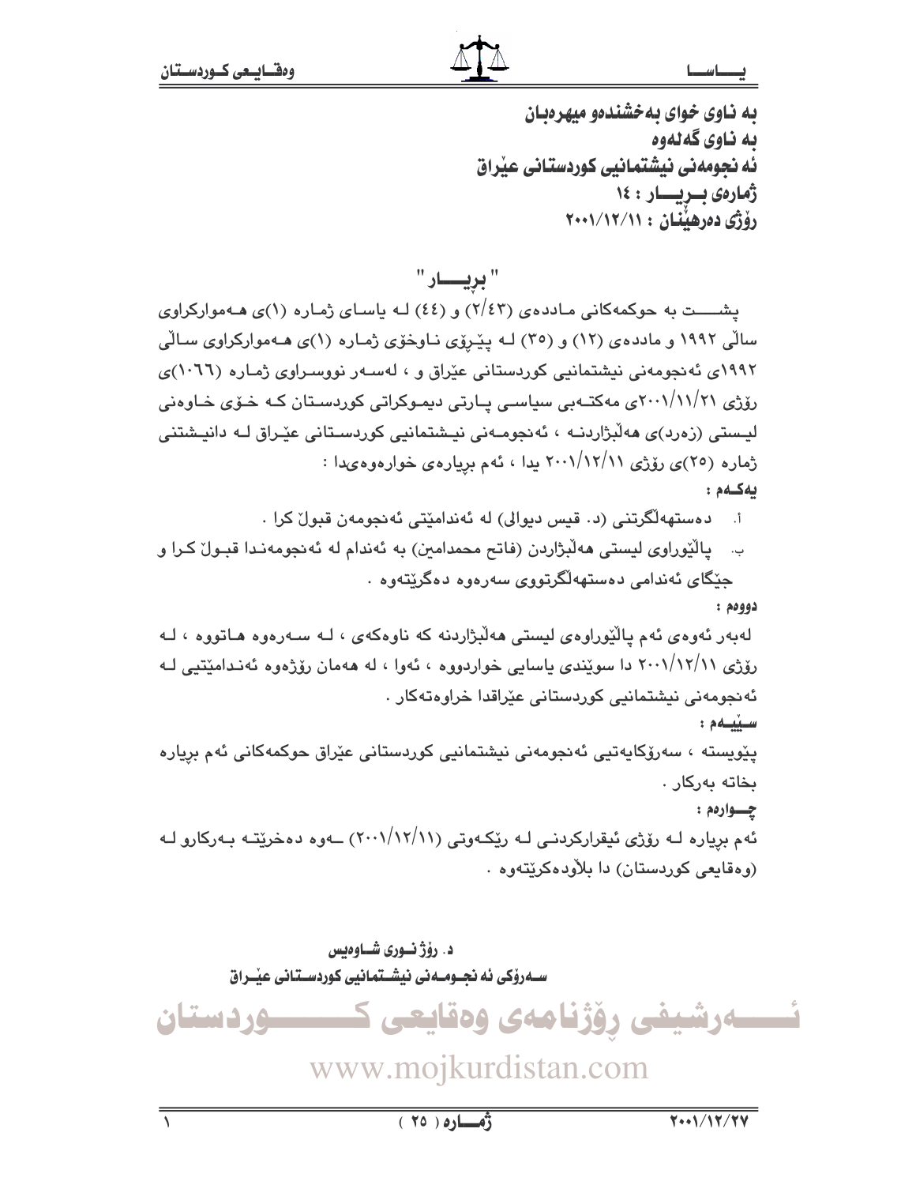به ناوی خوای به‌خشنده‌و میهره‌بان

به ناوی گه‌له‌وه

ئه نجومه‌نی نیشتمانیی کوردستانی عێراق

ژماره‌ی بــڕیـــار : ١٤

رۆژی ده‌رهێنان : ٢٠٠١/١٢/١١

## " بڕیـــار "

پشـــت به حوکمه‌کانی مادده‌ی (٢/٤٣) و (٤٤) لـه یاسـای ژمـاره (١)ی هـه‌موارکراوی ساڵی ١٩٩٢ و مادده‌ی (١٢) و (٣٥) لـه پێڕۆی نـاوخۆی ژمـاره (١)ی هـه‌موارکراوی سـاڵی ١٩٩٢ی ئه‌نجومه‌نی نیشتمانیی کوردستانی عێراق و ، له‌سـه‌ر نووسـراوی ژمـاره (١٠٦٦)ی رۆژی ٢٠٠١/١١/٢١ی مه‌کتـه‌بی سیاسـی پـارتی دیمـوکراتی کوردسـتان کـه خـۆی خـاوه‌نی لیستی (زه‌رد)ی هه‌ڵبژاردنـه ، ئه‌نجومـه‌نی نیـشتمانیی کوردسـتانی عێـراق لـه دانیـشتنی ژماره (٢٥)ی رۆژی ٢٠٠١/١٢/١١ یدا ، ئه‌م بڕیاره‌ی خواره‌وه‌ی‌دا :

**یه‌کـه‌م :**

أ. ده‌ستهه‌ڵگرتنی (د. قیس دیوالی) له ئه‌ندامێتی ئه‌نجومه‌ن قبوڵ کرا .

ب. پاڵێوراوی لیستی هه‌ڵبژاردن (فاتح محمدامین) به ئه‌ندام له ئه‌نجومه‌نـدا قبـوڵ کـرا و جێگای ئه‌ندامی ده‌ستهه‌ڵگرتووی سه‌ره‌وه ده‌گرێته‌وه .

**دووه‌م :**

له‌به‌ر ئه‌وه‌ی ئه‌م پاڵێوراوه‌ی لیستی هه‌ڵبژاردنه که ناوه‌که‌ی ، لـه سـه‌ره‌وه هـاتووه ، لـه رۆژی ٢٠٠١/١٢/١١ دا سوێندی یاسایی خواردووه ، ئه‌وا ، له هه‌مان رۆژه‌وه ئه‌نـدامێتیی لـه ئه‌نجومه‌نی نیشتمانیی کوردستانی عێراقدا خراوه‌ته‌کار .

**سـێیـه‌م :**

پێویسته ، سه‌رۆکایه‌تیی ئه‌نجومه‌نی نیشتمانیی کوردستانی عێراق حوکمه‌کانی ئه‌م بڕیاره بخاته به‌رکار .

**چـــواره‌م :**

ئه‌م بڕیاره لـه رۆژی ئیقرارکردنـی لـه رێکـه‌وتی (٢٠٠١/١٢/١١) ــه‌وه ده‌خرێتـه بـه‌رکارو لـه (وه‌قایعی کوردستان) دا بلاوده‌کرێته‌وه .

**د. رۆژ نـوری شـاوه‌یس**

**ســه‌رۆکی ئه نجـومـه‌نی نیشـتمانیی کوردسـتانی عێـراق**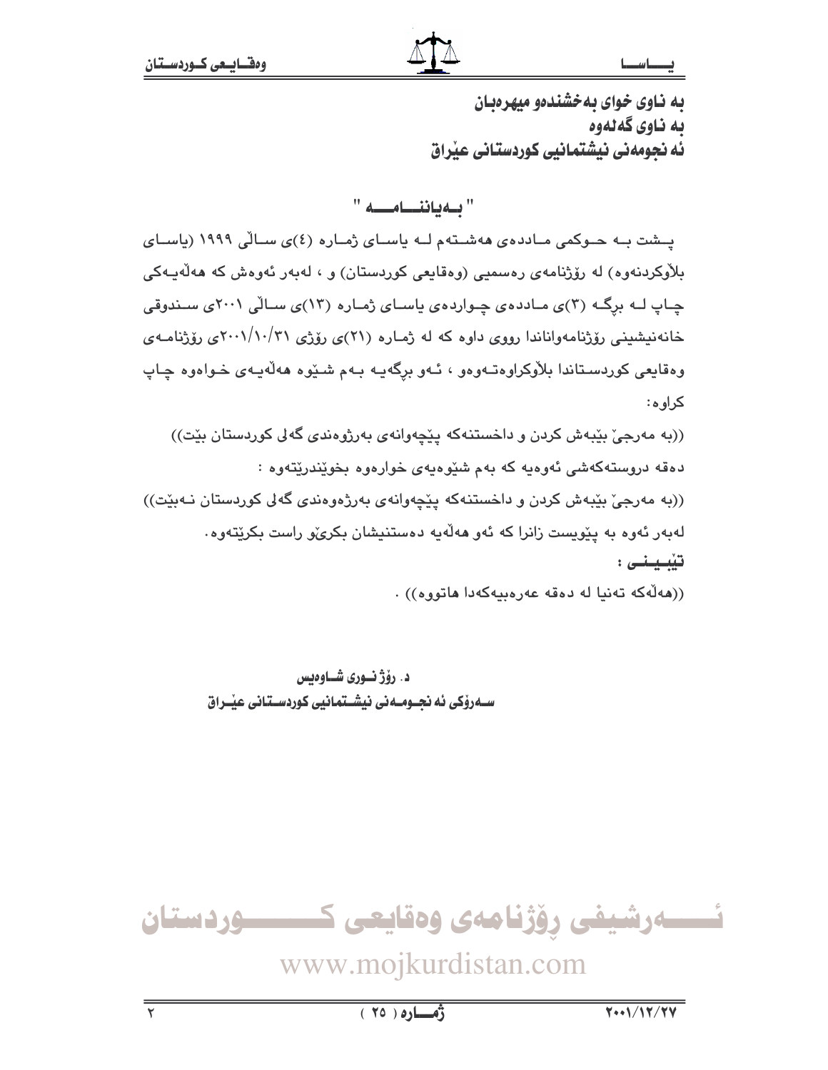**به ناوی خوای بەخشندەو میهرەبان**
**بە ناوی گەلەوە**
**ئەنجومەنی نیشتمانیی کوردستانی عێراق**

## " بـەیاننـــامـــە "

پـشت بـە حـوكمی مـاددەی هەشـتـەم لـە یاسـای ژمـارە (٤)ی سـاڵی ١٩٩٩ (یاسـای بڵاوكردنەوە) لە رۆژنامەی رەسمیی (وەقایعی كوردستان) و ، لەبەر ئەوەش كە هەڵەیـەكی چـاپ لـە برگـە (٣)ی مـاددەی چـواردەی یاسـای ژمـارە (١٣)ی سـاڵی ٢٠٠١ی سـندوقی خانەنیشینی رۆژنامەوانانـدا رووی داوە كە لە ژمـارە (٢١)ی رۆژی ٢٠٠١/١٠/٣١ی رۆژنامـەی وەقایعی كوردسـتانـدا بڵاوكراوەتـەوەو ، ئـەو برگەیـە بـەم شـێوە هەڵەیـەی خـوارەوە چـاپ كراوە:

((بە مەرجێ بێبەش كردن و داخستنەكە پێچەوانەی بەرژوەندی گەلی كوردستان بێت))

دەقە دروستەكەشی ئەوەیە كە بەم شێوەیەی خوارەوە بخوێندرێتەوە :

((بە مەرجێ بێبەش كردن و داخستنەكە پێچەوانەی بەرژەوەندی گەلی كوردستان نـەبێت))

لەبەر ئەوە بە پێویست زانرا كە ئەو هەڵەیە دەستنیشان بكرێو راست بكرێتەوە.

**تێبـینـی :**

((هەڵەكە تەنیا لە دەقە عەرەبییەكەدا هاتووە)) .

**د. رۆژ نـوری شـاوەیس**
**سـەرۆكی ئەنجـومـەنی نیشـتمانیی كوردسـتانی عێـراق**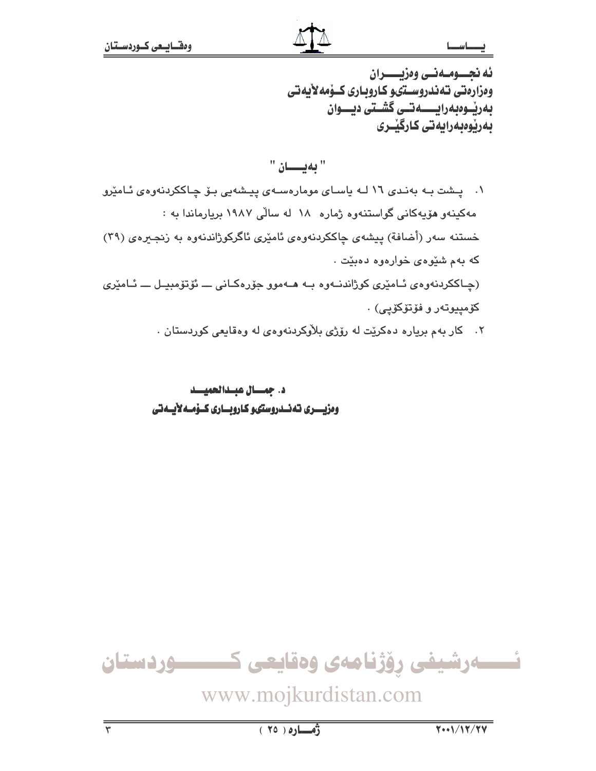ئه نجـومـەنـی وەزیـــران
وەزارەتی تەندروستیو کاروباری کـۆمەلأیەتی
بەرێـوەبەرایـــەتـی گشـتی دیـــوان
بەرێوەبەرایەتی کارگێـری

## " بەیـــان "

١. پـشت بـە بەنـدی ١٦ لـە یاسـای مومارەسـەی پیـشەیی بـۆ چـاککردنەوەی ئـامێرو مەکینەو هۆیەکانی گواستنەوە ژمارە ١٨ لە ساڵی ١٩٨٧ بڕیارماندا بە :

خستنە سەر (أضافة) پیشەی چاککردنەوەی ئامێری ئاگرکوژاندنەوە بە زنجیرەی (٣٩) کە بەم شێوەی خوارەوە دەبێت .

(چـاککردنەوەی ئـامێری کوژاندنــەوە بـە هــەموو جۆرەکـانی ــ ئۆتۆمبیـل ــ ئـامێری کۆمپیوتەر و فۆتۆکۆپی) .

٢. کار بەم بڕیارە دەکرێت لە ڕۆژی بلأوکردنەوەی لە وەقایعی کوردستان .

**د. جمـــال عبـدالحمیـــد**
**وەزیـــری تەنـدروستیو کاروبـاری کـۆمـەلأیـەتی**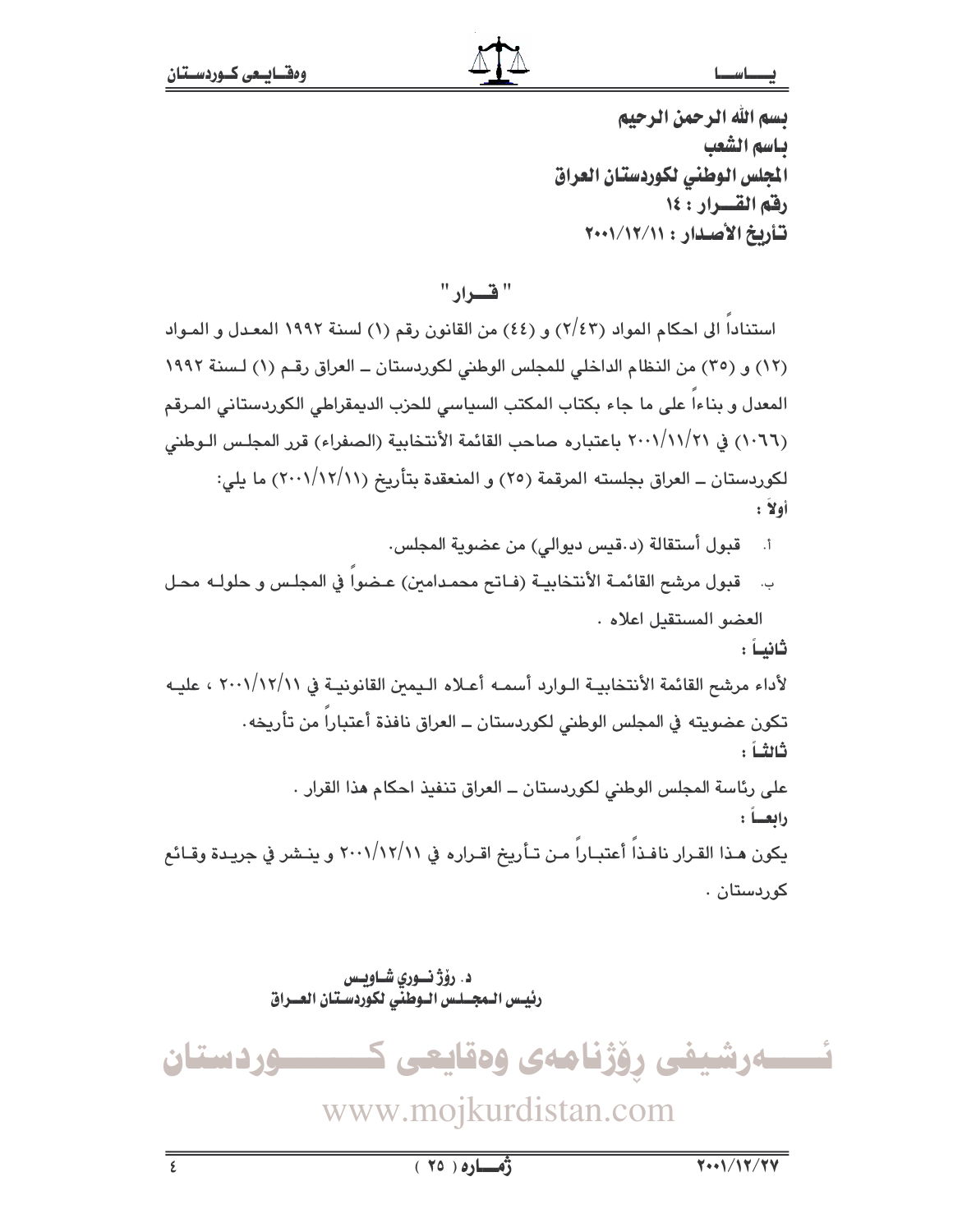**بسم الله الرحمن الرحيم**
**باسم الشعب**
**المجلس الوطني لكوردستان العراق**
**رقم القــرار : ١٤**
**تأريخ الأصـدار : ٢٠٠١/١٢/١١**

## " قــرار "

استناداً الى احكام المواد (٢/٤٣) و (٤٤) من القانون رقم (١) لسنة ١٩٩٢ المعدل و المواد (١٢) و (٣٥) من النظام الداخلي للمجلس الوطني لكوردستان ــ العراق رقم (١) لسنة ١٩٩٢ المعدل و بناءاً على ما جاء بكتاب المكتب السياسي للحزب الديمقراطي الكوردستاني المرقم (١٠٦٦) في ٢٠٠١/١١/٢١ باعتباره صاحب القائمة الأنتخابية (الصفراء) قرر المجلس الوطني لكوردستان ــ العراق بجلسته المرقمة (٢٥) و المنعقدة بتأريخ (٢٠٠١/١٢/١١) ما يلي:

**أولاَ :**

أ. قبول أستقالة (د.قيس ديوالي) من عضوية المجلس.

ب. قبول مرشح القائمة الأنتخابية (فاتح محمدامين) عضواً في المجلس و حلوله محل العضو المستقيل اعلاه .

**ثانياً :**

لأداء مرشح القائمة الأنتخابية الوارد أسمه أعلاه اليمين القانونية في ٢٠٠١/١٢/١١ ، عليه تكون عضويته في المجلس الوطني لكوردستان ــ العراق نافذة أعتباراً من تأريخه.

**ثالثاً :**

على رئاسة المجلس الوطني لكوردستان ــ العراق تنفيذ احكام هذا القرار .

**رابعاً :**

يكون هذا القرار نافذاً أعتباراً من تأريخ اقراره في ٢٠٠١/١٢/١١ و ينشر في جريدة وقائع كوردستان .

**د. رۆژ نوري شاويس**
**رئيس المجلس الوطني لكوردستان العراق**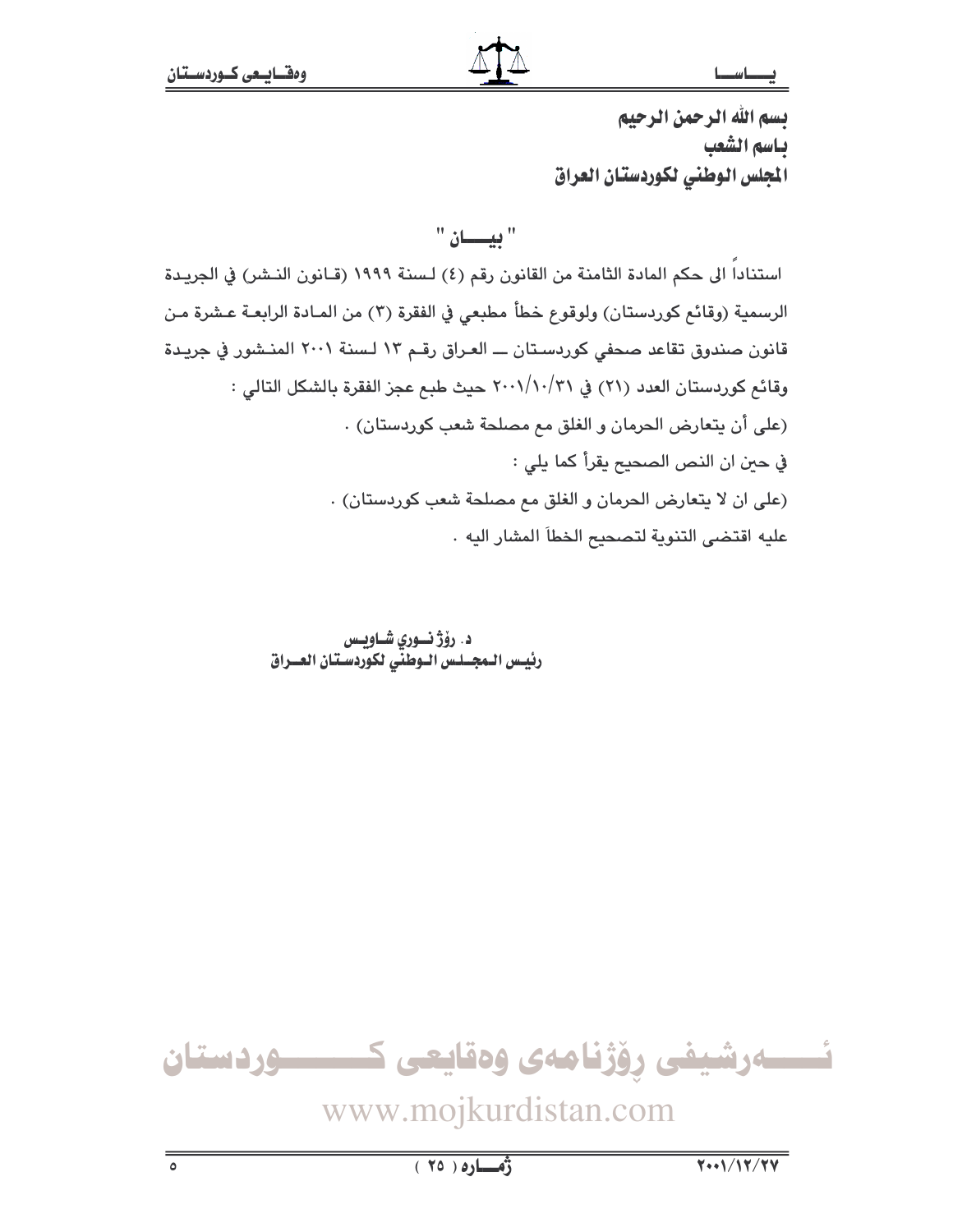**بسم الله الرحمن الرحيم**
**باسم الشعب**
**المجلس الوطني لكوردستان العراق**

## " بيـــان "

استناداً الى حكم المادة الثامنة من القانون رقم (٤) لسنة ١٩٩٩ (قانون النشر) في الجريدة الرسمية (وقائع كوردستان) ولوقوع خطأ مطبعي في الفقرة (٣) من المادة الرابعة عشرة من قانون صندوق تقاعد صحفي كوردستان ــ العراق رقم ١٣ لسنة ٢٠٠١ المنشور في جريدة وقائع كوردستان العدد (٢١) في ٢٠٠١/١٠/٣١ حيث طبع عجز الفقرة بالشكل التالي :

(على أن يتعارض الحرمان و الغلق مع مصلحة شعب كوردستان) .

في حين ان النص الصحيح يقرأ كما يلي :

(على ان لا يتعارض الحرمان و الغلق مع مصلحة شعب كوردستان) .

عليه اقتضى التنوية لتصحيح الخطأ المشار اليه .

**د. رۆژ نوري شاويس**
**رئيس المجلس الوطني لكوردستان العراق**